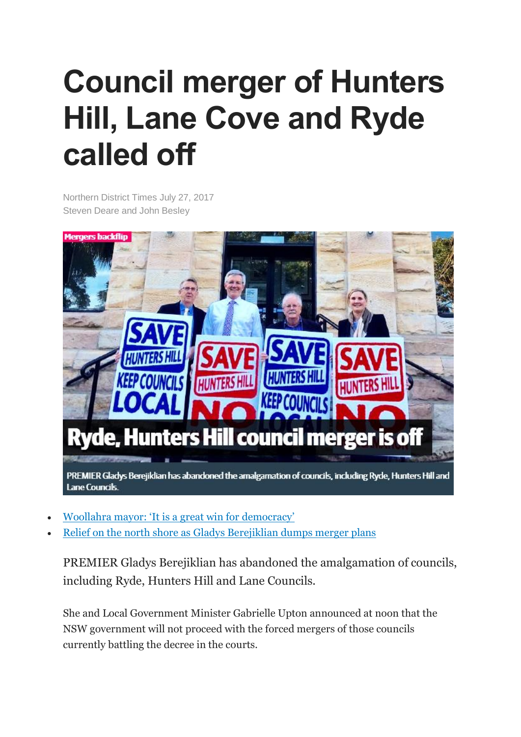# Council merger of Hunters Hill, Lane Cove and Ryde called off

Northern District Times July 27, 2017
Steven Deare and John Besley

- Woollahra mayor: 'It is a great win for democracy'
- Relief on the north shore as Gladys Berejiklian dumps merger plans

PREMIER Gladys Berejiklian has abandoned the amalgamation of councils, including Ryde, Hunters Hill and Lane Councils.

She and Local Government Minister Gabrielle Upton announced at noon that the NSW government will not proceed with the forced mergers of those councils currently battling the decree in the courts.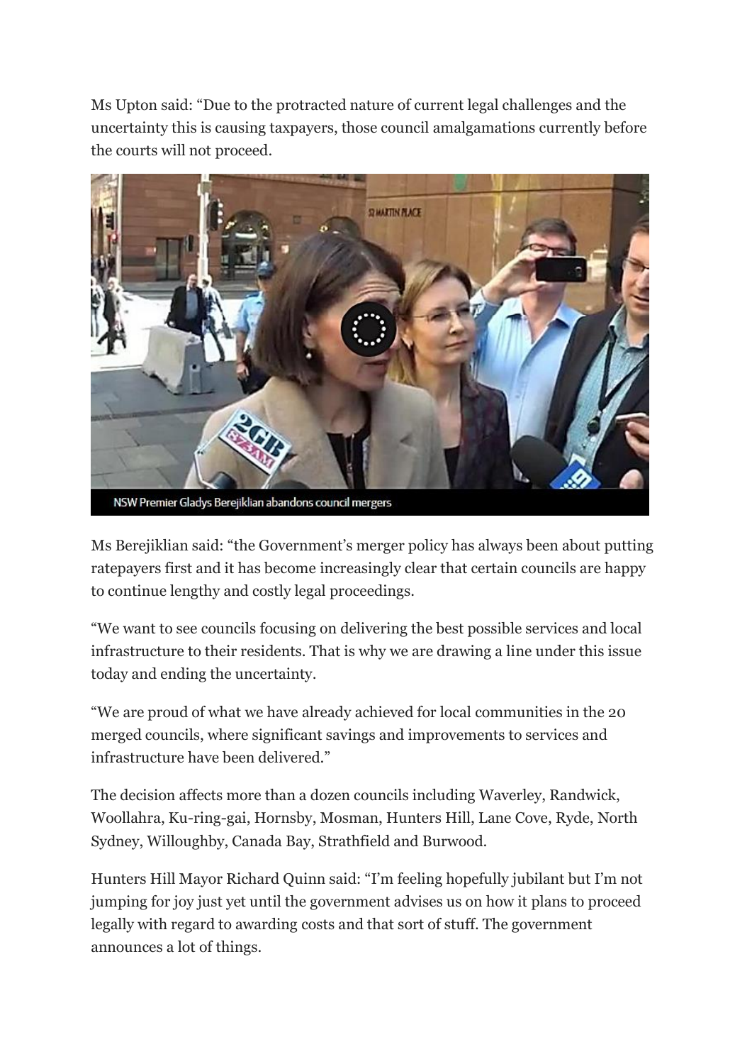Ms Upton said: “Due to the protracted nature of current legal challenges and the uncertainty this is causing taxpayers, those council amalgamations currently before the courts will not proceed.

NSW Premier Gladys Berejiklian abandons council mergers

Ms Berejiklian said: “the Government’s merger policy has always been about putting ratepayers first and it has become increasingly clear that certain councils are happy to continue lengthy and costly legal proceedings.

“We want to see councils focusing on delivering the best possible services and local infrastructure to their residents. That is why we are drawing a line under this issue today and ending the uncertainty.

“We are proud of what we have already achieved for local communities in the 20 merged councils, where significant savings and improvements to services and infrastructure have been delivered.”

The decision affects more than a dozen councils including Waverley, Randwick, Woollahra, Ku-ring-gai, Hornsby, Mosman, Hunters Hill, Lane Cove, Ryde, North Sydney, Willoughby, Canada Bay, Strathfield and Burwood.

Hunters Hill Mayor Richard Quinn said: “I’m feeling hopefully jubilant but I’m not jumping for joy just yet until the government advises us on how it plans to proceed legally with regard to awarding costs and that sort of stuff. The government announces a lot of things.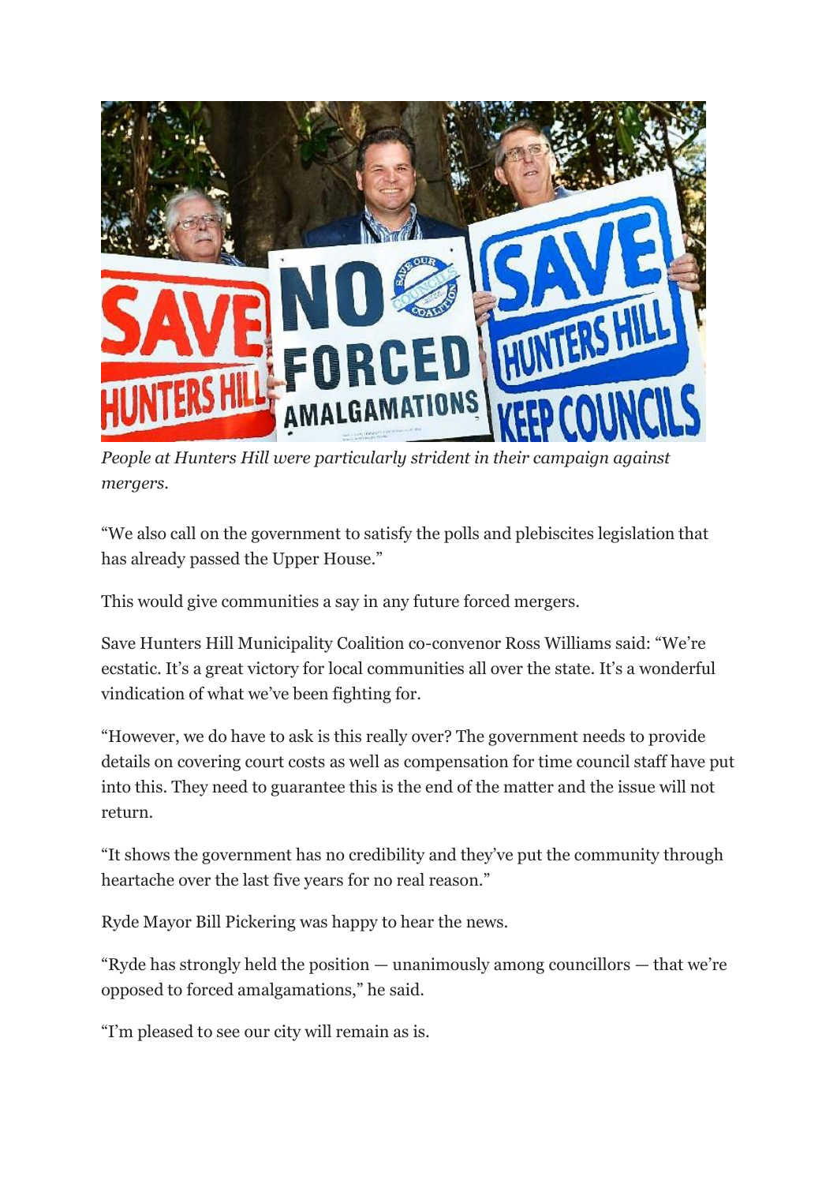*People at Hunters Hill were particularly strident in their campaign against mergers.*

"We also call on the government to satisfy the polls and plebiscites legislation that has already passed the Upper House."

This would give communities a say in any future forced mergers.

Save Hunters Hill Municipality Coalition co-convenor Ross Williams said: "We're ecstatic. It's a great victory for local communities all over the state. It's a wonderful vindication of what we've been fighting for.

"However, we do have to ask is this really over? The government needs to provide details on covering court costs as well as compensation for time council staff have put into this. They need to guarantee this is the end of the matter and the issue will not return.

"It shows the government has no credibility and they've put the community through heartache over the last five years for no real reason."

Ryde Mayor Bill Pickering was happy to hear the news.

"Ryde has strongly held the position — unanimously among councillors — that we're opposed to forced amalgamations," he said.

"I'm pleased to see our city will remain as is.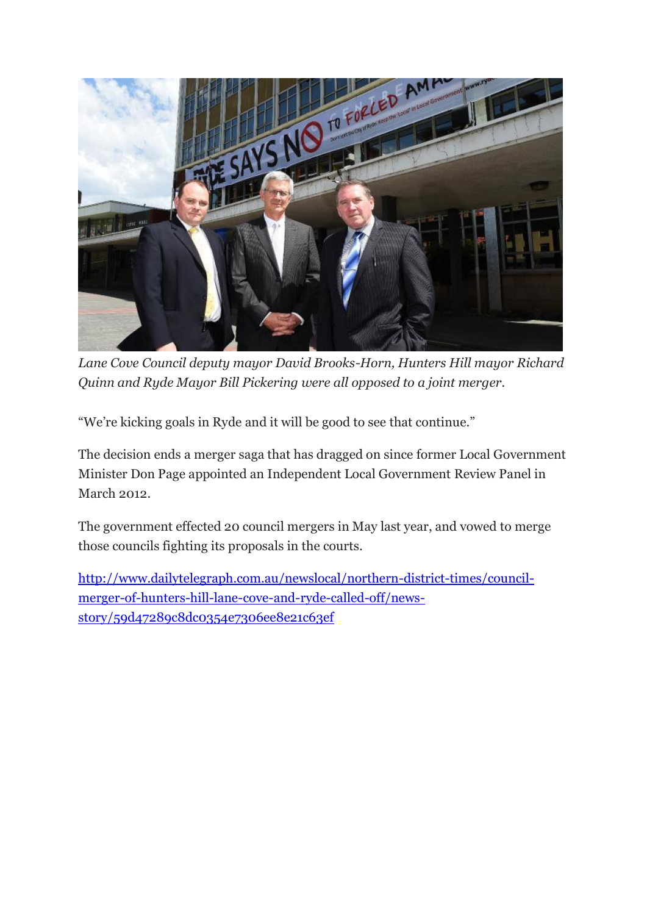*Lane Cove Council deputy mayor David Brooks-Horn, Hunters Hill mayor Richard Quinn and Ryde Mayor Bill Pickering were all opposed to a joint merger.*

"We're kicking goals in Ryde and it will be good to see that continue."

The decision ends a merger saga that has dragged on since former Local Government Minister Don Page appointed an Independent Local Government Review Panel in March 2012.

The government effected 20 council mergers in May last year, and vowed to merge those councils fighting its proposals in the courts.

http://www.dailytelegraph.com.au/newslocal/northern-district-times/council-merger-of-hunters-hill-lane-cove-and-ryde-called-off/news-story/59d47289c8dc0354e7306ee8e21c63ef